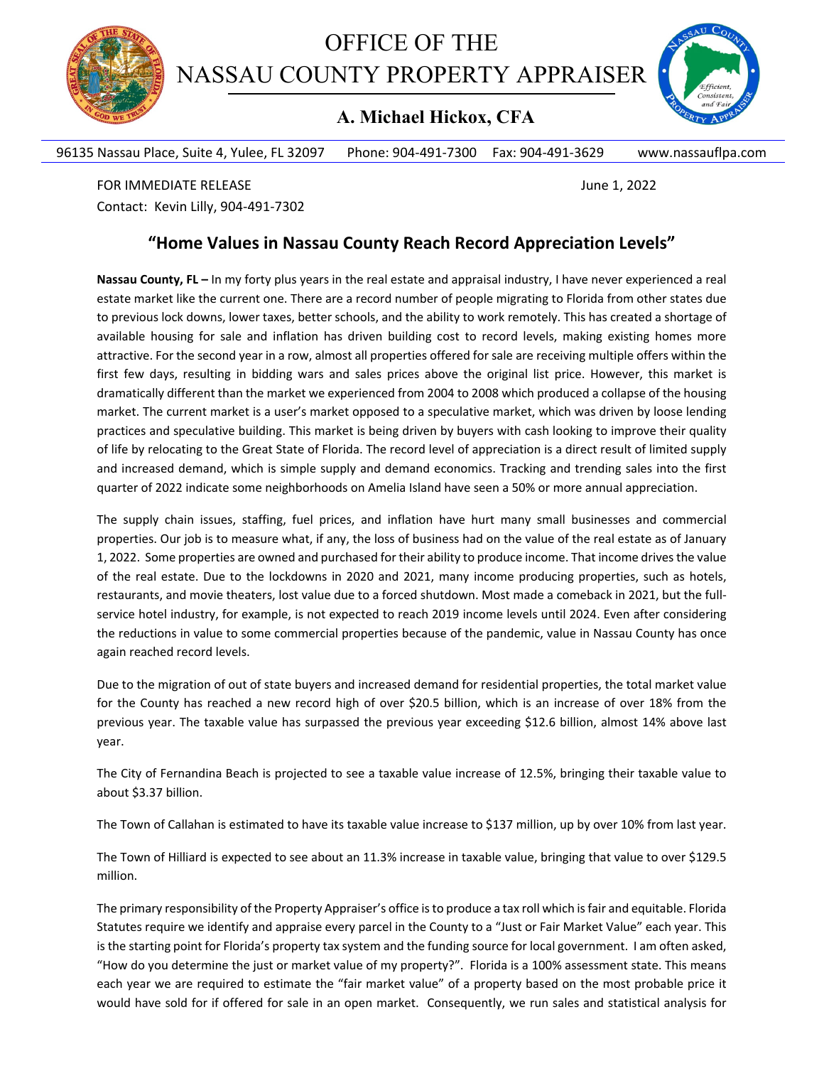# OFFICE OF THE NASSAU COUNTY PROPERTY APPRAISER

**A. Michael Hickox, CFA**

96135 Nassau Place, Suite 4, Yulee, FL 32097 Phone: 904-491-7300 Fax: 904-491-3629 www.nassauflpa.com

FOR IMMEDIATE RELEASE June 1, 2022

Contact: Kevin Lilly, 904-491-7302

## "Home Values in Nassau County Reach Record Appreciation Levels"

**Nassau County, FL –** In my forty plus years in the real estate and appraisal industry, I have never experienced a real estate market like the current one. There are a record number of people migrating to Florida from other states due to previous lock downs, lower taxes, better schools, and the ability to work remotely. This has created a shortage of available housing for sale and inflation has driven building cost to record levels, making existing homes more attractive. For the second year in a row, almost all properties offered for sale are receiving multiple offers within the first few days, resulting in bidding wars and sales prices above the original list price. However, this market is dramatically different than the market we experienced from 2004 to 2008 which produced a collapse of the housing market. The current market is a user's market opposed to a speculative market, which was driven by loose lending practices and speculative building. This market is being driven by buyers with cash looking to improve their quality of life by relocating to the Great State of Florida. The record level of appreciation is a direct result of limited supply and increased demand, which is simple supply and demand economics. Tracking and trending sales into the first quarter of 2022 indicate some neighborhoods on Amelia Island have seen a 50% or more annual appreciation.

The supply chain issues, staffing, fuel prices, and inflation have hurt many small businesses and commercial properties. Our job is to measure what, if any, the loss of business had on the value of the real estate as of January 1, 2022. Some properties are owned and purchased for their ability to produce income. That income drives the value of the real estate. Due to the lockdowns in 2020 and 2021, many income producing properties, such as hotels, restaurants, and movie theaters, lost value due to a forced shutdown. Most made a comeback in 2021, but the full-service hotel industry, for example, is not expected to reach 2019 income levels until 2024. Even after considering the reductions in value to some commercial properties because of the pandemic, value in Nassau County has once again reached record levels.

Due to the migration of out of state buyers and increased demand for residential properties, the total market value for the County has reached a new record high of over $20.5 billion, which is an increase of over 18% from the previous year. The taxable value has surpassed the previous year exceeding $12.6 billion, almost 14% above last year.

The City of Fernandina Beach is projected to see a taxable value increase of 12.5%, bringing their taxable value to about $3.37 billion.

The Town of Callahan is estimated to have its taxable value increase to $137 million, up by over 10% from last year.

The Town of Hilliard is expected to see about an 11.3% increase in taxable value, bringing that value to over $129.5 million.

The primary responsibility of the Property Appraiser's office is to produce a tax roll which is fair and equitable. Florida Statutes require we identify and appraise every parcel in the County to a "Just or Fair Market Value" each year. This is the starting point for Florida's property tax system and the funding source for local government. I am often asked, "How do you determine the just or market value of my property?". Florida is a 100% assessment state. This means each year we are required to estimate the "fair market value" of a property based on the most probable price it would have sold for if offered for sale in an open market. Consequently, we run sales and statistical analysis for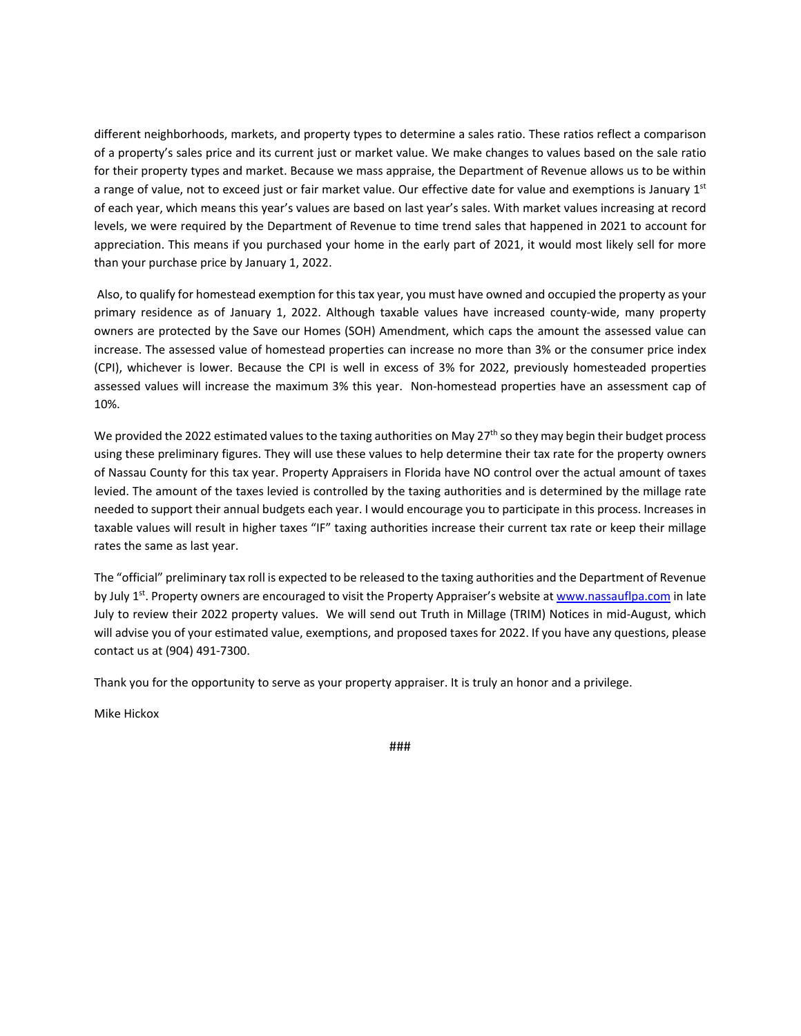different neighborhoods, markets, and property types to determine a sales ratio. These ratios reflect a comparison of a property's sales price and its current just or market value. We make changes to values based on the sale ratio for their property types and market. Because we mass appraise, the Department of Revenue allows us to be within a range of value, not to exceed just or fair market value. Our effective date for value and exemptions is January 1st of each year, which means this year's values are based on last year's sales. With market values increasing at record levels, we were required by the Department of Revenue to time trend sales that happened in 2021 to account for appreciation. This means if you purchased your home in the early part of 2021, it would most likely sell for more than your purchase price by January 1, 2022.

Also, to qualify for homestead exemption for this tax year, you must have owned and occupied the property as your primary residence as of January 1, 2022. Although taxable values have increased county-wide, many property owners are protected by the Save our Homes (SOH) Amendment, which caps the amount the assessed value can increase. The assessed value of homestead properties can increase no more than 3% or the consumer price index (CPI), whichever is lower. Because the CPI is well in excess of 3% for 2022, previously homesteaded properties assessed values will increase the maximum 3% this year. Non-homestead properties have an assessment cap of 10%.

We provided the 2022 estimated values to the taxing authorities on May 27th so they may begin their budget process using these preliminary figures. They will use these values to help determine their tax rate for the property owners of Nassau County for this tax year. Property Appraisers in Florida have NO control over the actual amount of taxes levied. The amount of the taxes levied is controlled by the taxing authorities and is determined by the millage rate needed to support their annual budgets each year. I would encourage you to participate in this process. Increases in taxable values will result in higher taxes "IF" taxing authorities increase their current tax rate or keep their millage rates the same as last year.

The "official" preliminary tax roll is expected to be released to the taxing authorities and the Department of Revenue by July 1st. Property owners are encouraged to visit the Property Appraiser's website at [www.nassauflpa.com](http://www.nassauflpa.com) in late July to review their 2022 property values. We will send out Truth in Millage (TRIM) Notices in mid-August, which will advise you of your estimated value, exemptions, and proposed taxes for 2022. If you have any questions, please contact us at (904) 491-7300.

Thank you for the opportunity to serve as your property appraiser. It is truly an honor and a privilege.

Mike Hickox

###